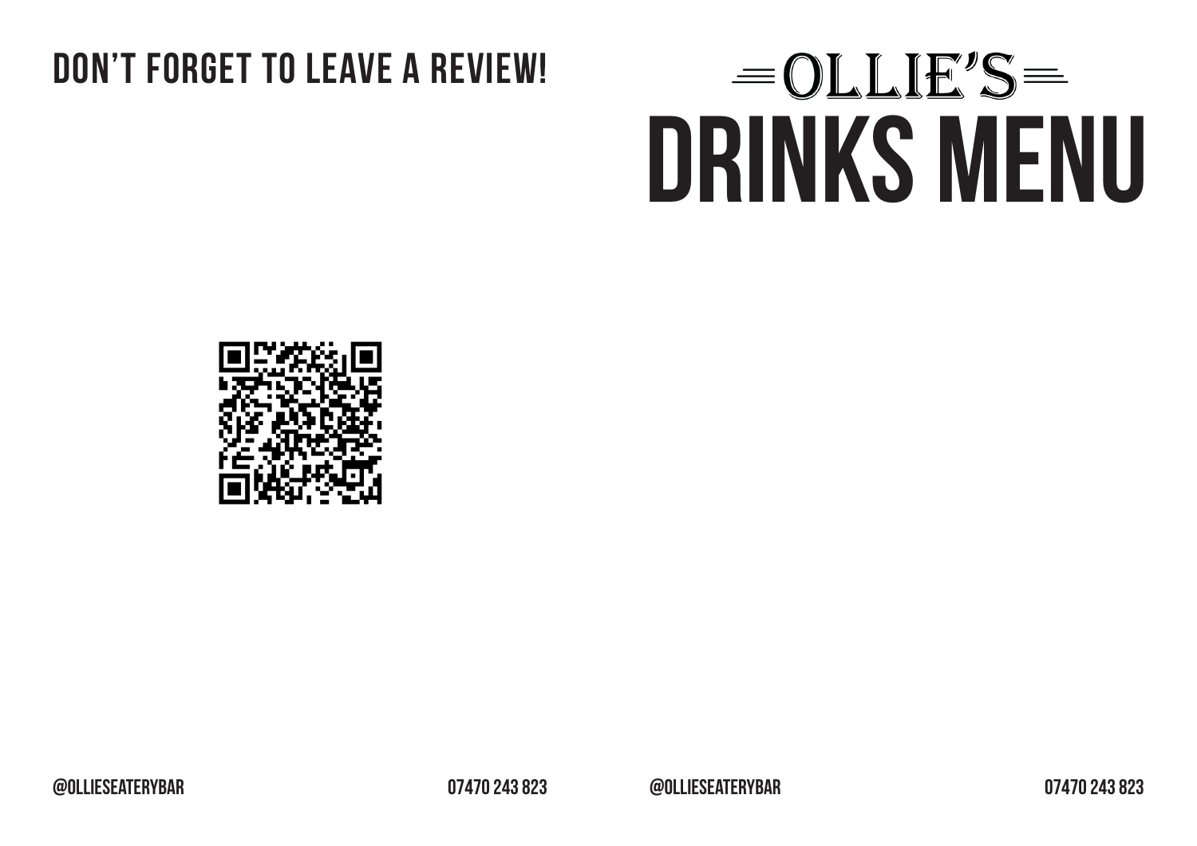## DON'T FORGET TO LEAVE A REVIEW!

@OLLIESEATERYBAR

07470 243 823

# OLLIE'S

# DRINKS MENU

@OLLIESEATERYBAR

07470 243 823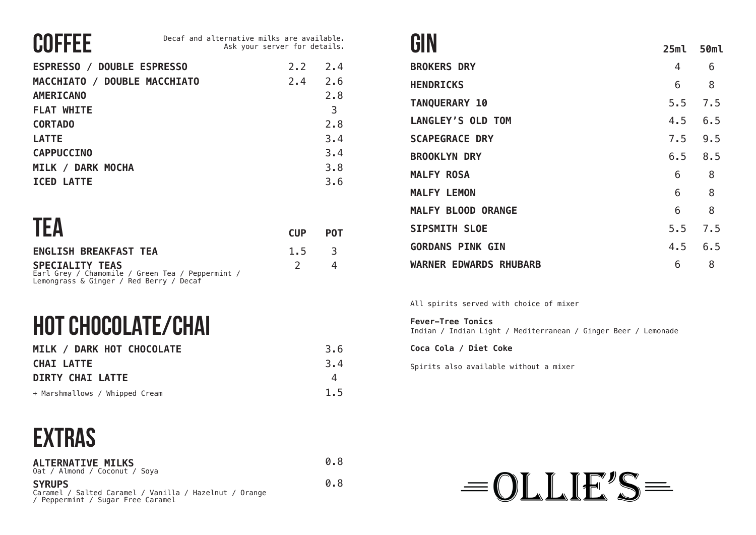# COFFEE

Decaf and alternative milks are available.
Ask your server for details.

| | | |
|---|---|---|
| **ESPRESSO / DOUBLE ESPRESSO** | 2.2 | 2.4 |
| **MACCHIATO / DOUBLE MACCHIATO** | 2.4 | 2.6 |
| **AMERICANO** | | 2.8 |
| **FLAT WHITE** | | 3 |
| **CORTADO** | | 2.8 |
| **LATTE** | | 3.4 |
| **CAPPUCCINO** | | 3.4 |
| **MILK / DARK MOCHA** | | 3.8 |
| **ICED LATTE** | | 3.6 |

# TEA

| | CUP | POT |
|---|---|---|
| **ENGLISH BREAKFAST TEA** | 1.5 | 3 |
| **SPECIALITY TEAS** Earl Grey / Chamomile / Green Tea / Peppermint / Lemongrass & Ginger / Red Berry / Decaf | 2 | 4 |

# HOT CHOCOLATE/CHAI

| | |
|---|---|
| **MILK / DARK HOT CHOCOLATE** | 3.6 |
| **CHAI LATTE** | 3.4 |
| **DIRTY CHAI LATTE** | 4 |
| + Marshmallows / Whipped Cream | 1.5 |

# EXTRAS

| | |
|---|---|
| **ALTERNATIVE MILKS** Oat / Almond / Coconut / Soya | 0.8 |
| **SYRUPS** Caramel / Salted Caramel / Vanilla / Hazelnut / Orange / Peppermint / Sugar Free Caramel | 0.8 |

# GIN

| | 25ml | 50ml |
|---|---|---|
| **BROKERS DRY** | 4 | 6 |
| **HENDRICKS** | 6 | 8 |
| **TANQUERARY 10** | 5.5 | 7.5 |
| **LANGLEY'S OLD TOM** | 4.5 | 6.5 |
| **SCAPEGRACE DRY** | 7.5 | 9.5 |
| **BROOKLYN DRY** | 6.5 | 8.5 |
| **MALFY ROSA** | 6 | 8 |
| **MALFY LEMON** | 6 | 8 |
| **MALFY BLOOD ORANGE** | 6 | 8 |
| **SIPSMITH SLOE** | 5.5 | 7.5 |
| **GORDANS PINK GIN** | 4.5 | 6.5 |
| **WARNER EDWARDS RHUBARB** | 6 | 8 |

All spirits served with choice of mixer

**Fever-Tree Tonics**
Indian / Indian Light / Mediterranean / Ginger Beer / Lemonade

**Coca Cola / Diet Coke**

Spirits also available without a mixer

OLLIE'S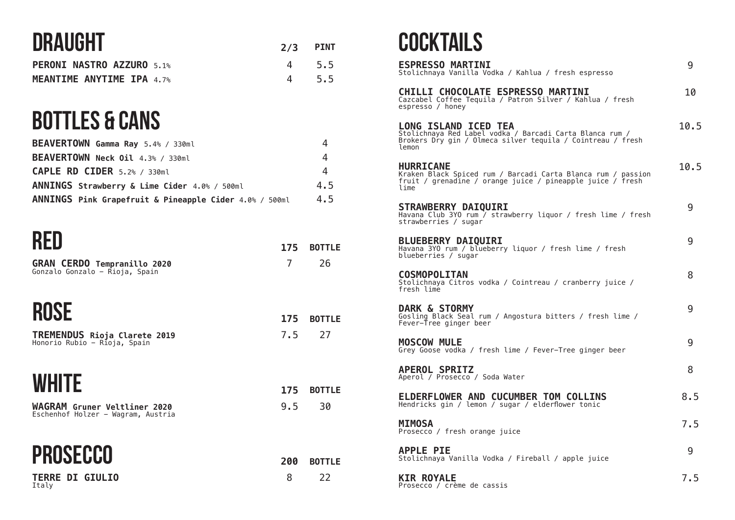# DRAUGHT

| | 2/3 | PINT |
|---|---|---|
| **PERONI NASTRO AZZURO** 5.1% | 4 | 5.5 |
| **MEANTIME ANYTIME IPA** 4.7% | 4 | 5.5 |

# BOTTLES & CANS

| | |
|---|---|
| **BEAVERTOWN Gamma Ray** 5.4% / 330ml | 4 |
| **BEAVERTOWN Neck Oil** 4.3% / 330ml | 4 |
| **CAPLE RD CIDER** 5.2% / 330ml | 4 |
| **ANNINGS Strawberry & Lime Cider** 4.0% / 500ml | 4.5 |
| **ANNINGS Pink Grapefruit & Pineapple Cider** 4.0% / 500ml | 4.5 |

# RED

| | 175 | BOTTLE |
|---|---|---|
| **GRAN CERDO Tempranillo 2020**<br>Gonzalo Gonzalo – Rioja, Spain | 7 | 26 |

# ROSE

| | 175 | BOTTLE |
|---|---|---|
| **TREMENDUS Rioja Clarete 2019**<br>Honorio Rubio – Rioja, Spain | 7.5 | 27 |

# WHITE

| | 175 | BOTTLE |
|---|---|---|
| **WAGRAM Gruner Veltliner 2020**<br>Eschenhof Holzer – Wagram, Austria | 9.5 | 30 |

# PROSECCO

| | 200 | BOTTLE |
|---|---|---|
| **TERRE DI GIULIO**<br>Italy | 8 | 22 |

# COCKTAILS

**ESPRESSO MARTINI** — 9
Stolichnaya Vanilla Vodka / Kahlua / fresh espresso

**CHILLI CHOCOLATE ESPRESSO MARTINI** — 10
Cazcabel Coffee Tequila / Patron Silver / Kahlua / fresh espresso / honey

**LONG ISLAND ICED TEA** — 10.5
Stolichnaya Red Label vodka / Barcadi Carta Blanca rum / Brokers Dry gin / Olmeca silver tequila / Cointreau / fresh lemon

**HURRICANE** — 10.5
Kraken Black Spiced rum / Barcadi Carta Blanca rum / passion fruit / grenadine / orange juice / pineapple juice / fresh lime

**STRAWBERRY DAIQUIRI** — 9
Havana Club 3YO rum / strawberry liquor / fresh lime / fresh strawberries / sugar

**BLUEBERRY DAIQUIRI** — 9
Havana 3YO rum / blueberry liquor / fresh lime / fresh blueberries / sugar

**COSMOPOLITAN** — 8
Stolichnaya Citros vodka / Cointreau / cranberry juice / fresh lime

**DARK & STORMY** — 9
Gosling Black Seal rum / Angostura bitters / fresh lime / Fever-Tree ginger beer

**MOSCOW MULE** — 9
Grey Goose vodka / fresh lime / Fever-Tree ginger beer

**APEROL SPRITZ** — 8
Aperol / Prosecco / Soda Water

**ELDERFLOWER AND CUCUMBER TOM COLLINS** — 8.5
Hendricks gin / lemon / sugar / elderflower tonic

**MIMOSA** — 7.5
Prosecco / fresh orange juice

**APPLE PIE** — 9
Stolichnaya Vanilla Vodka / Fireball / apple juice

**KIR ROYALE** — 7.5
Prosecco / crème de cassis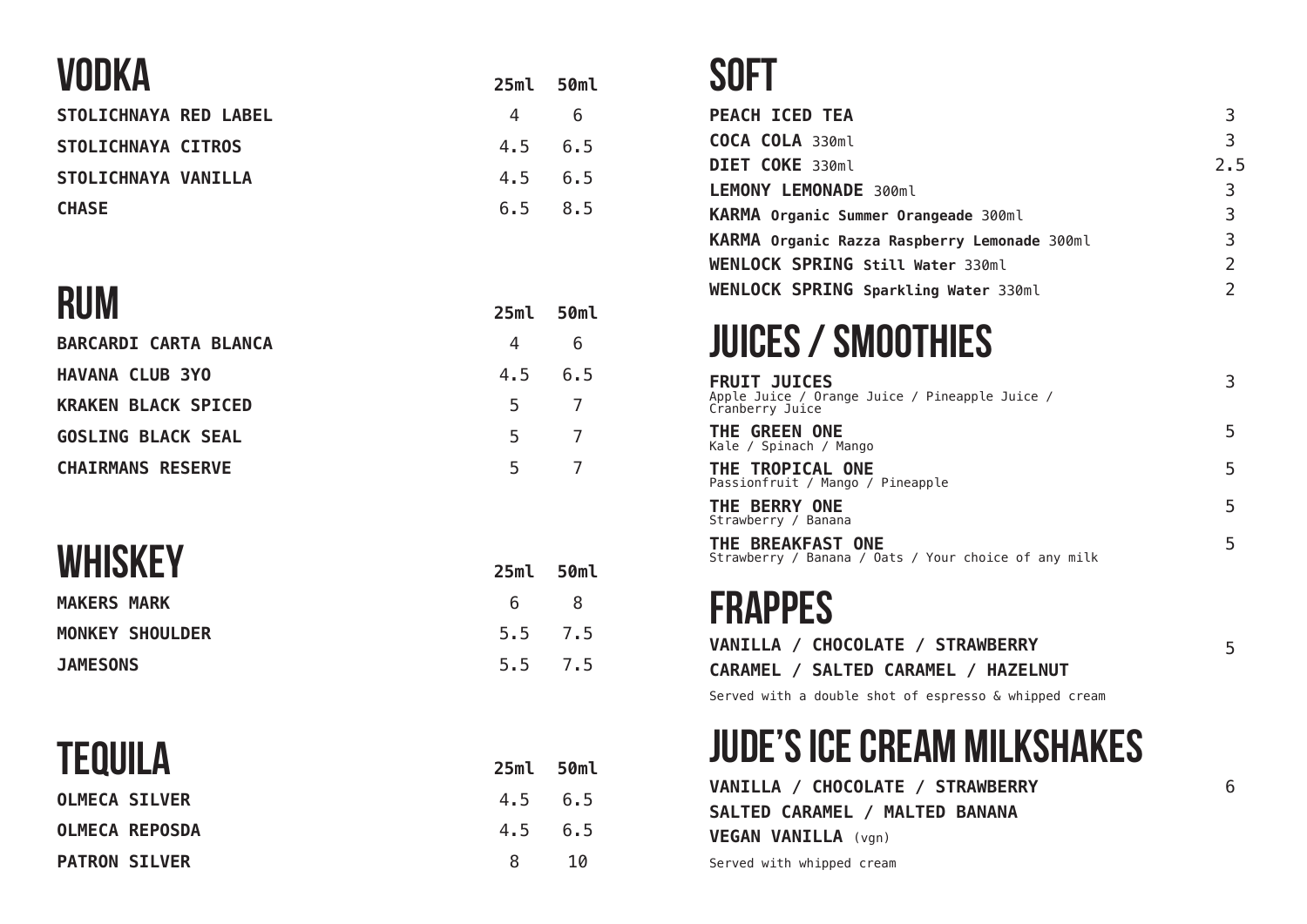# VODKA

| | 25ml | 50ml |
|---|---|---|
| **STOLICHNAYA RED LABEL** | 4 | 6 |
| **STOLICHNAYA CITROS** | 4.5 | 6.5 |
| **STOLICHNAYA VANILLA** | 4.5 | 6.5 |
| **CHASE** | 6.5 | 8.5 |

# RUM

| | 25ml | 50ml |
|---|---|---|
| **BARCARDI CARTA BLANCA** | 4 | 6 |
| **HAVANA CLUB 3YO** | 4.5 | 6.5 |
| **KRAKEN BLACK SPICED** | 5 | 7 |
| **GOSLING BLACK SEAL** | 5 | 7 |
| **CHAIRMANS RESERVE** | 5 | 7 |

# WHISKEY

| | 25ml | 50ml |
|---|---|---|
| **MAKERS MARK** | 6 | 8 |
| **MONKEY SHOULDER** | 5.5 | 7.5 |
| **JAMESONS** | 5.5 | 7.5 |

# TEQUILA

| | 25ml | 50ml |
|---|---|---|
| **OLMECA SILVER** | 4.5 | 6.5 |
| **OLMECA REPOSDA** | 4.5 | 6.5 |
| **PATRON SILVER** | 8 | 10 |

# SOFT

| | |
|---|---|
| **PEACH ICED TEA** | 3 |
| **COCA COLA** 330ml | 3 |
| **DIET COKE** 330ml | 2.5 |
| **LEMONY LEMONADE** 300ml | 3 |
| **KARMA Organic Summer Orangeade** 300ml | 3 |
| **KARMA Organic Razza Raspberry Lemonade** 300ml | 3 |
| **WENLOCK SPRING Still Water** 330ml | 2 |
| **WENLOCK SPRING Sparkling Water** 330ml | 2 |

# JUICES / SMOOTHIES

**FRUIT JUICES** 3
Apple Juice / Orange Juice / Pineapple Juice / Cranberry Juice

**THE GREEN ONE** 5
Kale / Spinach / Mango

**THE TROPICAL ONE** 5
Passionfruit / Mango / Pineapple

**THE BERRY ONE** 5
Strawberry / Banana

**THE BREAKFAST ONE** 5
Strawberry / Banana / Oats / Your choice of any milk

# FRAPPES

**VANILLA / CHOCOLATE / STRAWBERRY** 5
**CARAMEL / SALTED CARAMEL / HAZELNUT**

Served with a double shot of espresso & whipped cream

# JUDE'S ICE CREAM MILKSHAKES

**VANILLA / CHOCOLATE / STRAWBERRY** 6
**SALTED CARAMEL / MALTED BANANA**
**VEGAN VANILLA** (vgn)

Served with whipped cream